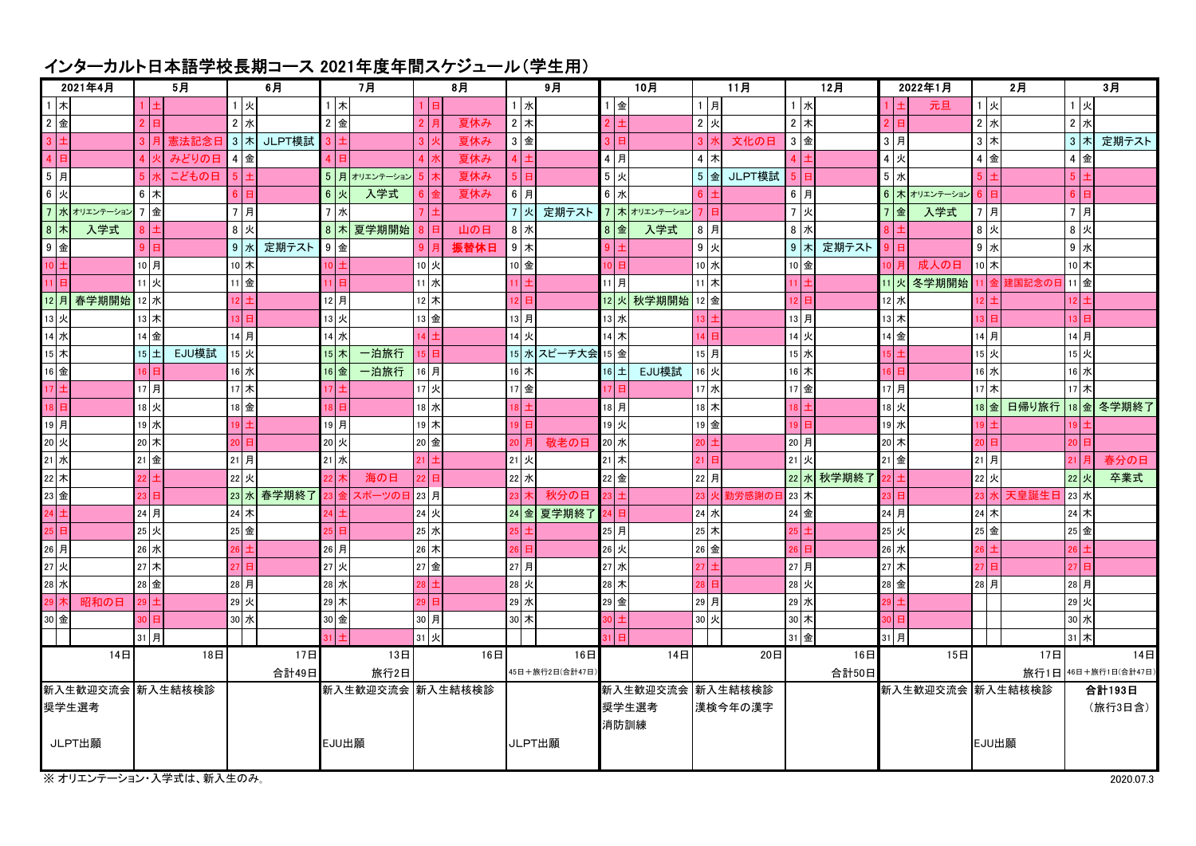# インターカルト日本語学校長期コース 2021年度年間スケジュール（学生用）

| 2021年4月 | 5月 | 6月 | 7月 | 8月 | 9月 | 10月 | 11月 | 12月 | 2022年1月 | 2月 | 3月 |
|---|---|---|---|---|---|---|---|---|---|---|---|
| 1 木 | 1 土 | 1 火 | 1 木 | 1 日 | 1 水 | 1 金 | 1 月 | 1 水 | 1 土 元旦 | 1 火 | 1 火 |
| 2 金 | 2 日 | 2 水 | 2 金 | 2 月 夏休み | 2 木 | 2 土 | 2 火 | 2 木 | 2 日 | 2 水 | 2 水 |
| 3 土 | 3 月 憲法記念日 | 3 木 JLPT模試 | 3 土 | 3 火 夏休み | 3 金 | 3 日 | 3 水 文化の日 | 3 金 | 3 月 | 3 木 | 3 木 定期テスト |
| 4 日 | 4 火 みどりの日 | 4 金 | 4 日 | 4 水 夏休み | 4 土 | 4 月 | 4 木 | 4 土 | 4 火 | 4 金 | 4 金 |
| 5 月 | 5 水 こどもの日 | 5 土 | 5 月 オリエンテーション | 5 木 夏休み | 5 日 | 5 火 | 5 金 JLPT模試 | 5 日 | 5 水 | 5 土 | 5 土 |
| 6 火 | 6 木 | 6 日 | 6 火 入学式 | 6 金 夏休み | 6 月 | 6 水 | 6 土 | 6 月 | 6 木 オリエンテーション | 6 日 | 6 日 |
| 7 水 オリエンテーション | 7 金 | 7 月 | 7 水 | 7 土 | 7 火 定期テスト | 7 木 オリエンテーション | 7 日 | 7 火 | 7 金 入学式 | 7 月 | 7 月 |
| 8 木 入学式 | 8 土 | 8 火 | 8 木 夏学期開始 | 8 日 山の日 | 8 水 | 8 金 入学式 | 8 月 | 8 水 | 8 土 | 8 火 | 8 火 |
| 9 金 | 9 日 | 9 水 定期テスト | 9 金 | 9 月 振替休日 | 9 木 | 9 土 | 9 火 | 9 木 定期テスト | 9 日 | 9 水 | 9 水 |
| 10 土 | 10 月 | 10 木 | 10 土 | 10 火 | 10 金 | 10 日 | 10 水 | 10 金 | 10 月 成人の日 | 10 木 | 10 木 |
| 11 日 | 11 火 | 11 金 | 11 日 | 11 水 | 11 土 | 11 月 | 11 木 | 11 土 | 11 火 冬学期開始 | 11 金 建国記念の日 | 11 金 |
| 12 月 春学期開始 | 12 水 | 12 土 | 12 月 | 12 木 | 12 日 | 12 火 秋学期開始 | 12 金 | 12 日 | 12 水 | 12 土 | 12 土 |
| 13 火 | 13 木 | 13 日 | 13 火 | 13 金 | 13 月 | 13 水 | 13 土 | 13 月 | 13 木 | 13 日 | 13 日 |
| 14 水 | 14 金 | 14 月 | 14 水 | 14 土 | 14 火 | 14 木 | 14 日 | 14 火 | 14 金 | 14 月 | 14 月 |
| 15 木 | 15 土 EJU模試 | 15 火 | 15 木 一泊旅行 | 15 日 | 15 水 スピーチ大会 | 15 金 | 15 月 | 15 水 | 15 土 | 15 火 | 15 火 |
| 16 金 | 16 日 | 16 水 | 16 金 一泊旅行 | 16 月 | 16 木 | 16 土 EJU模試 | 16 火 | 16 木 | 16 日 | 16 水 | 16 水 |
| 17 土 | 17 月 | 17 木 | 17 土 | 17 火 | 17 金 | 17 日 | 17 水 | 17 金 | 17 月 | 17 木 | 17 木 |
| 18 日 | 18 火 | 18 金 | 18 日 | 18 水 | 18 土 | 18 月 | 18 木 | 18 土 | 18 火 | 18 金 日帰り旅行 | 18 金 冬学期終了 |
| 19 月 | 19 水 | 19 土 | 19 月 | 19 木 | 19 日 | 19 火 | 19 金 | 19 日 | 19 水 | 19 土 | 19 土 |
| 20 火 | 20 木 | 20 日 | 20 火 | 20 金 | 20 月 敬老の日 | 20 水 | 20 土 | 20 月 | 20 木 | 20 日 | 20 日 |
| 21 水 | 21 金 | 21 月 | 21 水 | 21 土 | 21 火 | 21 木 | 21 日 | 21 火 | 21 金 | 21 月 | 21 月 春分の日 |
| 22 木 | 22 土 | 22 火 | 22 木 海の日 | 22 日 | 22 水 | 22 金 | 22 月 | 22 水 秋学期終了 | 22 土 | 22 火 | 22 火 卒業式 |
| 23 金 | 23 日 | 23 水 春学期終了 | 23 金 スポーツの日 | 23 月 | 23 木 秋分の日 | 23 土 | 23 火 勤労感謝の日 | 23 木 | 23 日 | 23 水 天皇誕生日 | 23 水 |
| 24 土 | 24 月 | 24 木 | 24 土 | 24 火 | 24 金 夏学期終了 | 24 日 | 24 水 | 24 金 | 24 月 | 24 木 | 24 木 |
| 25 日 | 25 火 | 25 金 | 25 日 | 25 水 | 25 土 | 25 月 | 25 木 | 25 土 | 25 火 | 25 金 | 25 金 |
| 26 月 | 26 水 | 26 土 | 26 月 | 26 木 | 26 日 | 26 火 | 26 金 | 26 日 | 26 水 | 26 土 | 26 土 |
| 27 火 | 27 木 | 27 日 | 27 火 | 27 金 | 27 月 | 27 水 | 27 土 | 27 月 | 27 木 | 27 日 | 27 日 |
| 28 水 | 28 金 | 28 月 | 28 水 | 28 土 | 28 火 | 28 木 | 28 日 | 28 火 | 28 金 | 28 月 | 28 月 |
| 29 木 昭和の日 | 29 土 | 29 火 | 29 木 | 29 日 | 29 水 | 29 金 | 29 月 | 29 水 | 29 土 | | 29 火 |
| 30 金 | 30 日 | 30 水 | 30 金 | 30 月 | 30 木 | 30 土 | 30 火 | 30 木 | 30 日 | | 30 水 |
| | 31 月 | | 31 土 | 31 火 | | 31 日 | | 31 金 | 31 月 | | 31 木 |
| 14日 | 18日 | 17日 合計49日 | 13日 旅行2日 | 16日 | 16日 45日＋旅行2日(合計47日) | 14日 | 20日 | 16日 合計50日 | 15日 | 17日 旅行1日 | 14日 46日＋旅行1日(合計47日) |
| 新入生歓迎交流会<br>奨学生選考<br>JLPT出願 | 新入生結核検診 | | 新入生歓迎交流会<br>EJU出願 | 新入生結核検診 | JLPT出願 | 新入生歓迎交流会<br>奨学生選考<br>消防訓練 | 新入生結核検診<br>漢検今年の漢字 | | 新入生歓迎交流会 | 新入生結核検診<br>EJU出願 | **合計193日**<br>（旅行3日含） |

※ オリエンテーション・入学式は、新入生のみ。

2020.07.3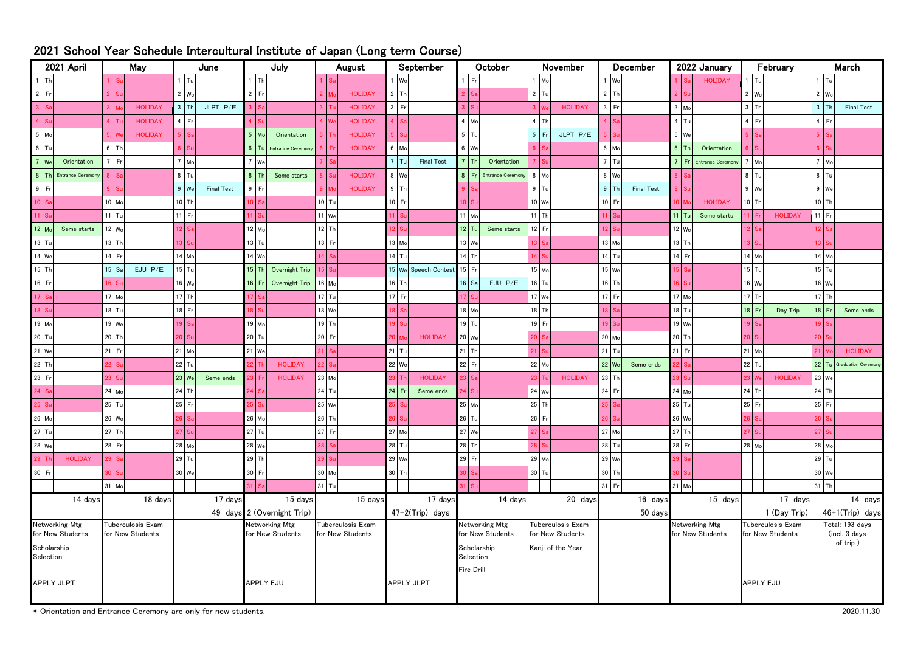# 2021 School Year Schedule Intercultural Institute of Japan (Long term Course)

| Day | 2021 April | May | June | July | August | September | October | November | December | 2022 January | February | March |
|---|---|---|---|---|---|---|---|---|---|---|---|---|
| 1 | Th | Sa | Tu | Th | Su | We | Fr | Mo | We | Sa HOLIDAY | Tu | Tu |
| 2 | Fr | Su | We | Fr | Mo HOLIDAY | Th | Sa | Tu | Th | Su | We | We |
| 3 | Sa | Mo HOLIDAY | Th JLPT P/E | Sa | Tu HOLIDAY | Fr | Su | We HOLIDAY | Fr | Mo | Th | Th Final Test |
| 4 | Su | Tu HOLIDAY | Fr | Su | We HOLIDAY | Sa | Mo | Th | Sa | Tu | Fr | Fr |
| 5 | Mo | We HOLIDAY | Sa | Mo Orientation | Th HOLIDAY | Su | Tu | Fr JLPT P/E | Su | We | Sa | Sa |
| 6 | Tu | Th | Su | Tu Entrance Ceremony | Fr HOLIDAY | Mo | We | Sa | Mo | Th Orientation | Su | Su |
| 7 | We Orientation | Fr | Mo | We | Sa | Tu Final Test | Th Orientation | Su | Tu | Fr Entrance Ceremony | Mo | Mo |
| 8 | Th Entrance Ceremony | Sa | Tu | Th Seme starts | Su HOLIDAY | We | Fr Entrance Ceremony | Mo | We | Sa | Tu | Tu |
| 9 | Fr | Su | We Final Test | Fr | Mo HOLIDAY | Th | Sa | Tu | Th Final Test | Su | We | We |
| 10 | Sa | Mo | Th | Sa | Tu | Fr | Su | We | Fr | Mo HOLIDAY | Th | Th |
| 11 | Su | Tu | Fr | Su | We | Sa | Mo | Th | Sa | Tu Seme starts | Fr HOLIDAY | Fr |
| 12 | Mo Seme starts | We | Sa | Mo | Th | Su | Tu Seme starts | Fr | Su | We | Sa | Sa |
| 13 | Tu | Th | Su | Tu | Fr | Mo | We | Sa | Mo | Th | Su | Su |
| 14 | We | Fr | Mo | We | Sa | Tu | Th | Su | Tu | Fr | Mo | Mo |
| 15 | Th | Sa EJU P/E | Tu | Th Overnight Trip | Su | We Speech Contest | Fr | Mo | We | Sa | Tu | Tu |
| 16 | Fr | Su | We | Fr Overnight Trip | Mo | Th | Sa EJU P/E | Tu | Th | Su | We | We |
| 17 | Sa | Mo | Th | Sa | Tu | Fr | Su | We | Fr | Mo | Th | Th |
| 18 | Su | Tu | Fr | Su | We | Sa | Mo | Th | Sa | Tu | Fr Day Trip | Fr Seme ends |
| 19 | Mo | We | Sa | Mo | Th | Su | Tu | Fr | Su | We | Sa | Sa |
| 20 | Tu | Th | Su | Tu | Fr | Mo HOLIDAY | We | Sa | Mo | Th | Su | Su |
| 21 | We | Fr | Mo | We | Sa | Tu | Th | Su | Tu | Fr | Mo | Mo HOLIDAY |
| 22 | Th | Sa | Tu | Th HOLIDAY | Su | We | Fr | Mo | We Seme ends | Sa | Tu | Tu Graduation Ceremony |
| 23 | Fr | Su | We Seme ends | Fr HOLIDAY | Mo | Th HOLIDAY | Sa | Tu HOLIDAY | Th | Su | We HOLIDAY | We |
| 24 | Sa | Mo | Th | Sa | Tu | Fr Seme ends | Su | We | Fr | Mo | Th | Th |
| 25 | Su | Tu | Fr | Su | We | Sa | Mo | Th | Sa | Tu | Fr | Fr |
| 26 | Mo | We | Sa | Mo | Th | Su | Tu | Fr | Su | We | Sa | Sa |
| 27 | Tu | Th | Su | Tu | Fr | Mo | We | Sa | Mo | Th | Su | Su |
| 28 | We | Fr | Mo | We | Sa | Tu | Th | Su | Tu | Fr | Mo | Mo |
| 29 | Th HOLIDAY | Sa | Tu | Th | Su | We | Fr | Mo | We | Sa | | Tu |
| 30 | Fr | Su | We | Fr | Mo | Th | Sa | Tu | Th | Su | | We |
| 31 | | Mo | | Sa | Tu | | Su | | Fr | Mo | | Th |
| | 14 days | 18 days | 17 days | 15 days | 15 days | 17 days | 14 days | 20 days | 16 days | 15 days | 17 days | 14 days |
| | | | 49 days | 2 (Overnight Trip) | | 47+2(Trip) days | | | 50 days | | 1 (Day Trip) | 46+1(Trip) days |
| | Networking Mtg for New Students<br>Scholarship Selection<br>APPLY JLPT | Tuberculosis Exam for New Students | | Networking Mtg for New Students<br>APPLY EJU | Tuberculosis Exam for New Students | APPLY JLPT | Networking Mtg for New Students<br>Scholarship Selection<br>Fire Drill | Tuberculosis Exam for New Students<br>Kanji of the Year | | Networking Mtg for New Students | Tuberculosis Exam for New Students<br>APPLY EJU | Total: 193 days (incl. 3 days of trip ) |

* Orientation and Entrance Ceremony are only for new students.

2020.11.30